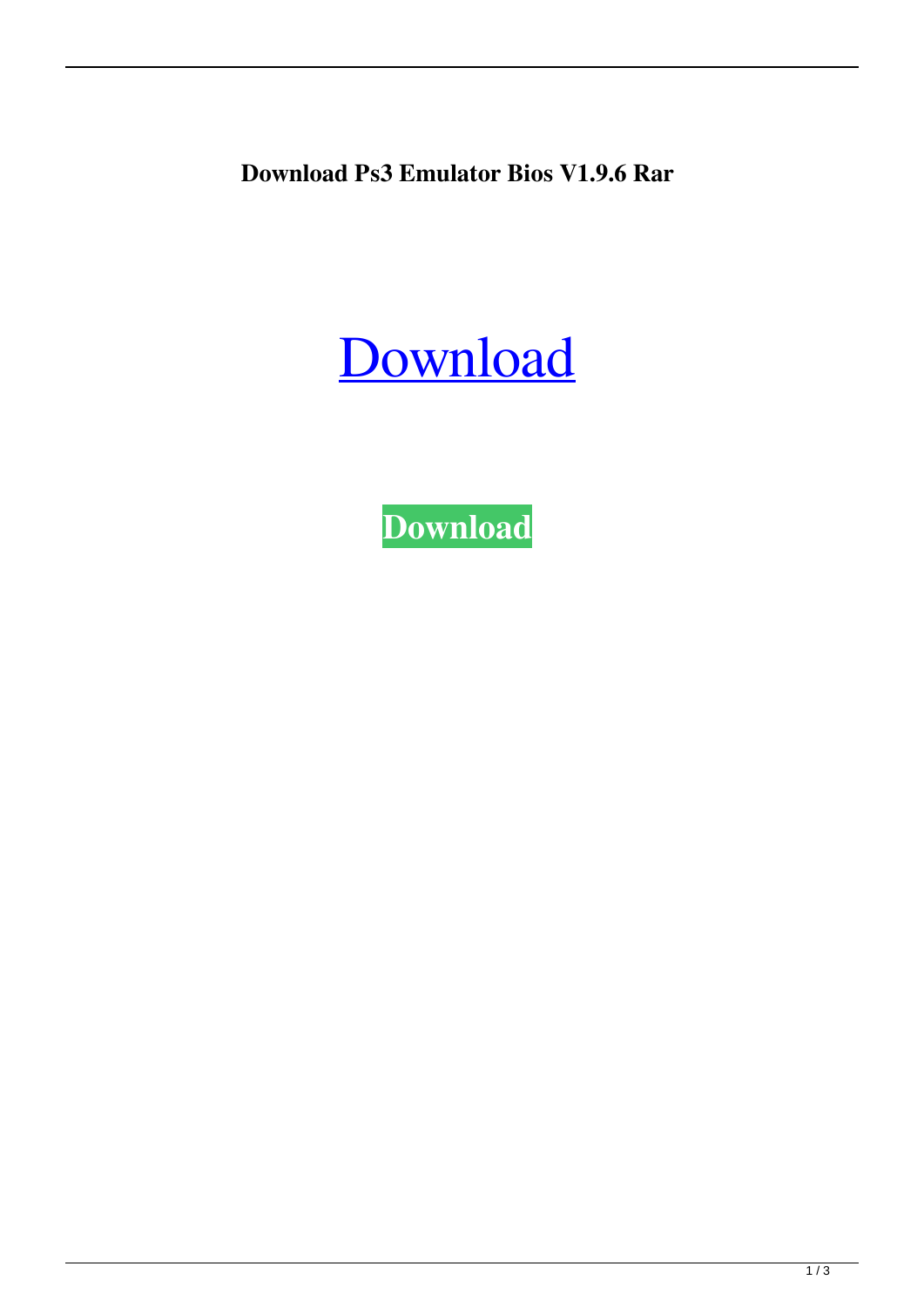**Download Ps3 Emulator Bios V1.9.6 Rar**

Download

**Download**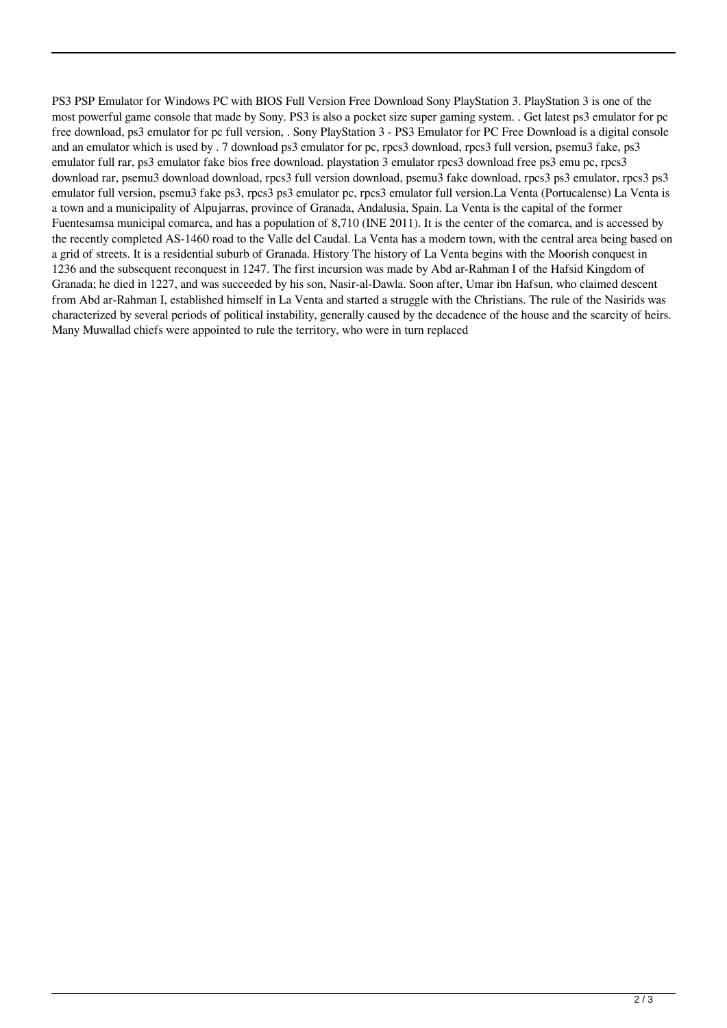PS3 PSP Emulator for Windows PC with BIOS Full Version Free Download Sony PlayStation 3. PlayStation 3 is one of the most powerful game console that made by Sony. PS3 is also a pocket size super gaming system. . Get latest ps3 emulator for pc free download, ps3 emulator for pc full version, . Sony PlayStation 3 - PS3 Emulator for PC Free Download is a digital console and an emulator which is used by . 7 download ps3 emulator for pc, rpcs3 download, rpcs3 full version, psemu3 fake, ps3 emulator full rar, ps3 emulator fake bios free download. playstation 3 emulator rpcs3 download free ps3 emu pc, rpcs3 download rar, psemu3 download download, rpcs3 full version download, psemu3 fake download, rpcs3 ps3 emulator, rpcs3 ps3 emulator full version, psemu3 fake ps3, rpcs3 ps3 emulator pc, rpcs3 emulator full version.La Venta (Portucalense) La Venta is a town and a municipality of Alpujarras, province of Granada, Andalusia, Spain. La Venta is the capital of the former Fuentesamsa municipal comarca, and has a population of 8,710 (INE 2011). It is the center of the comarca, and is accessed by the recently completed AS-1460 road to the Valle del Caudal. La Venta has a modern town, with the central area being based on a grid of streets. It is a residential suburb of Granada. History The history of La Venta begins with the Moorish conquest in 1236 and the subsequent reconquest in 1247. The first incursion was made by Abd ar-Rahman I of the Hafsid Kingdom of Granada; he died in 1227, and was succeeded by his son, Nasir-al-Dawla. Soon after, Umar ibn Hafsun, who claimed descent from Abd ar-Rahman I, established himself in La Venta and started a struggle with the Christians. The rule of the Nasirids was characterized by several periods of political instability, generally caused by the decadence of the house and the scarcity of heirs. Many Muwallad chiefs were appointed to rule the territory, who were in turn replaced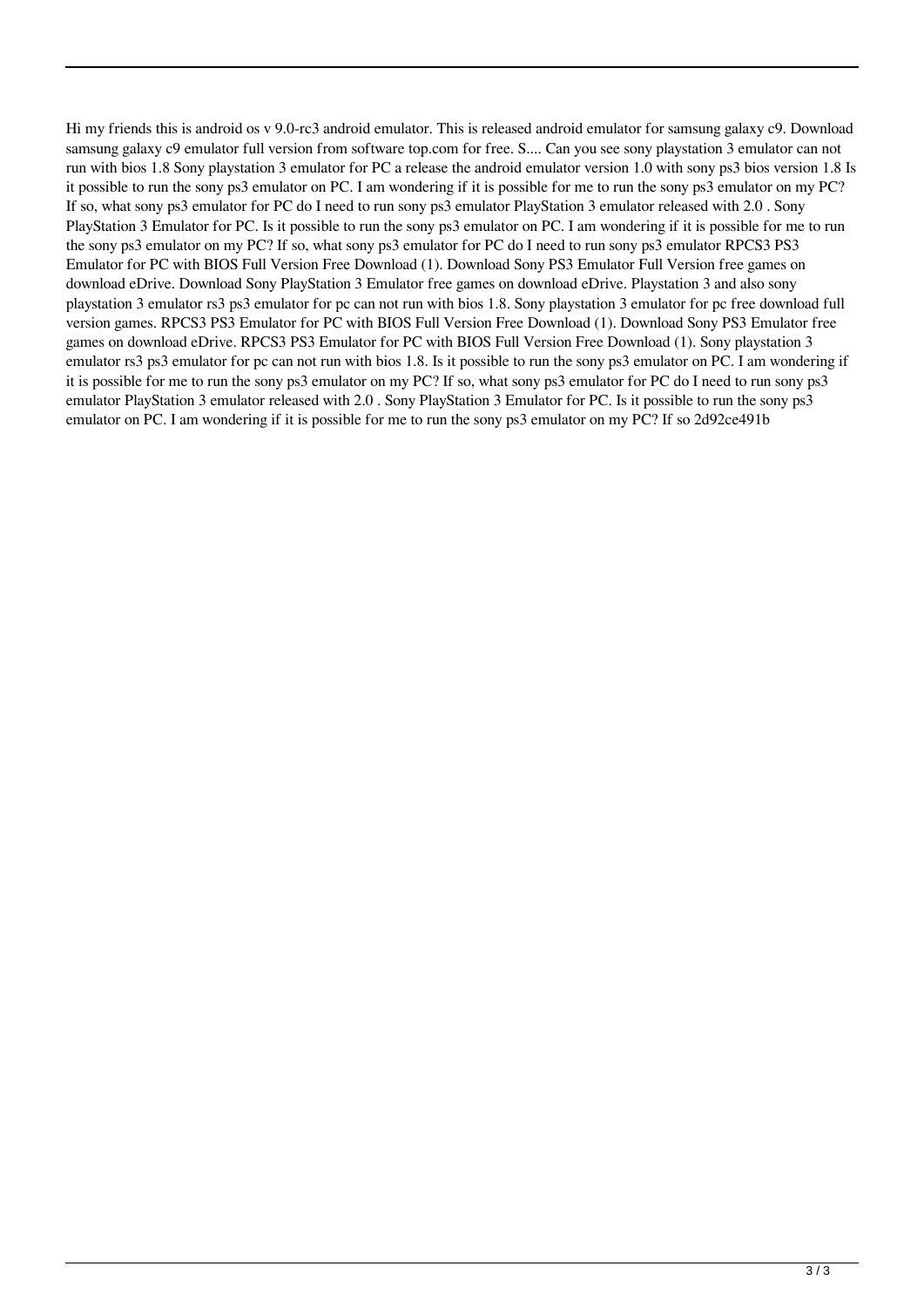Hi my friends this is android os v 9.0-rc3 android emulator. This is released android emulator for samsung galaxy c9. Download samsung galaxy c9 emulator full version from software top.com for free. S.... Can you see sony playstation 3 emulator can not run with bios 1.8 Sony playstation 3 emulator for PC a release the android emulator version 1.0 with sony ps3 bios version 1.8 Is it possible to run the sony ps3 emulator on PC. I am wondering if it is possible for me to run the sony ps3 emulator on my PC? If so, what sony ps3 emulator for PC do I need to run sony ps3 emulator PlayStation 3 emulator released with 2.0 . Sony PlayStation 3 Emulator for PC. Is it possible to run the sony ps3 emulator on PC. I am wondering if it is possible for me to run the sony ps3 emulator on my PC? If so, what sony ps3 emulator for PC do I need to run sony ps3 emulator RPCS3 PS3 Emulator for PC with BIOS Full Version Free Download (1). Download Sony PS3 Emulator Full Version free games on download eDrive. Download Sony PlayStation 3 Emulator free games on download eDrive. Playstation 3 and also sony playstation 3 emulator rs3 ps3 emulator for pc can not run with bios 1.8. Sony playstation 3 emulator for pc free download full version games. RPCS3 PS3 Emulator for PC with BIOS Full Version Free Download (1). Download Sony PS3 Emulator free games on download eDrive. RPCS3 PS3 Emulator for PC with BIOS Full Version Free Download (1). Sony playstation 3 emulator rs3 ps3 emulator for pc can not run with bios 1.8. Is it possible to run the sony ps3 emulator on PC. I am wondering if it is possible for me to run the sony ps3 emulator on my PC? If so, what sony ps3 emulator for PC do I need to run sony ps3 emulator PlayStation 3 emulator released with 2.0 . Sony PlayStation 3 Emulator for PC. Is it possible to run the sony ps3 emulator on PC. I am wondering if it is possible for me to run the sony ps3 emulator on my PC? If so 2d92ce491b